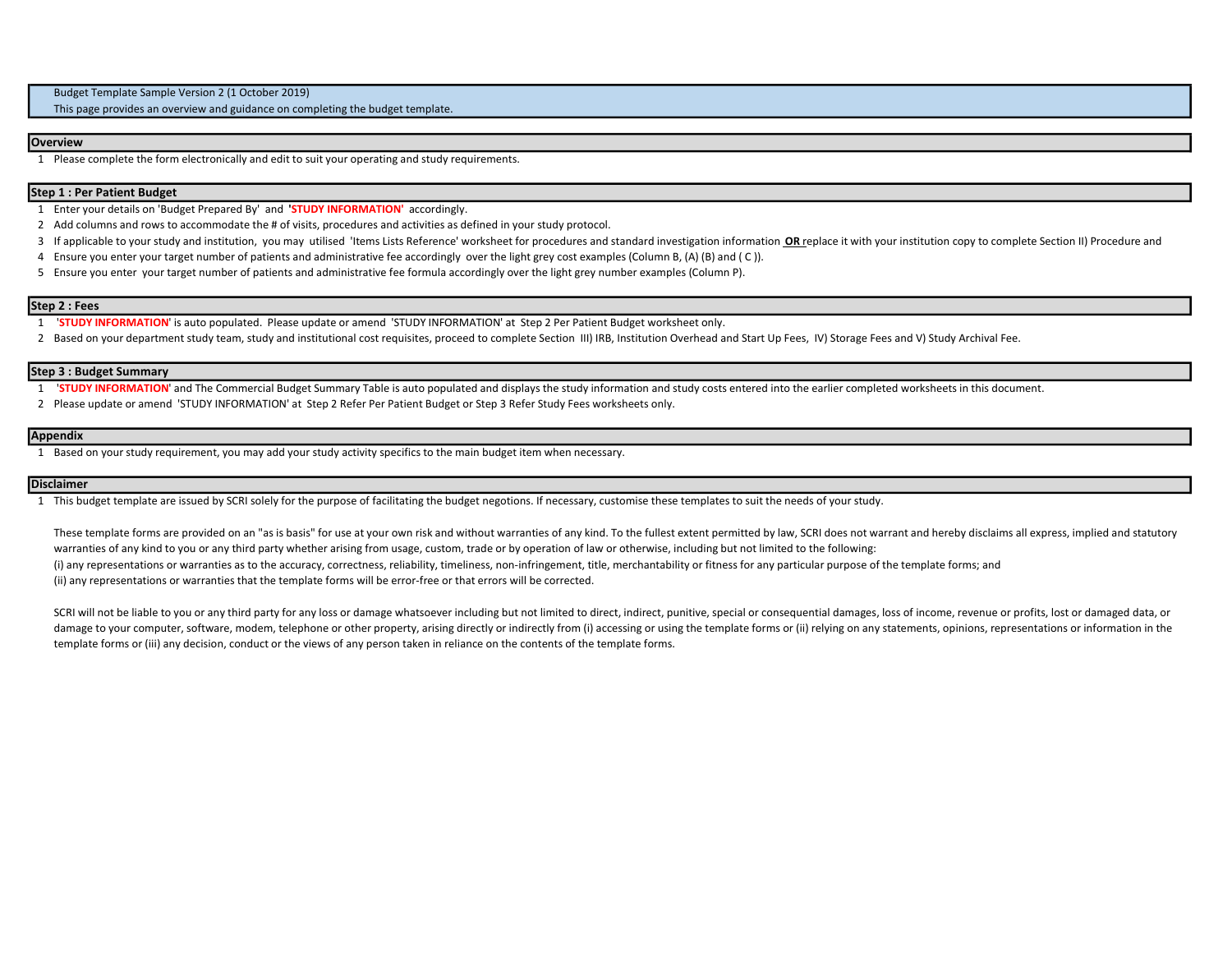Budget Template Sample Version 2 (1 October 2019)

This page provides an overview and guidance on completing the budget template.

## Overview

1. Please complete the form electronically and edit to suit your operating and study requirements.

## Step 1 : Per Patient Budget

1. Enter your details on 'Budget Prepared By' and **'STUDY INFORMATION'** accordingly.
2. Add columns and rows to accommodate the # of visits, procedures and activities as defined in your study protocol.
3. If applicable to your study and institution, you may utilised 'Items Lists Reference' worksheet for procedures and standard investigation information **OR** replace it with your institution copy to complete Section II) Procedure and
4. Ensure you enter your target number of patients and administrative fee accordingly over the light grey cost examples (Column B, (A) (B) and ( C )).
5. Ensure you enter your target number of patients and administrative fee formula accordingly over the light grey number examples (Column P).

## Step 2 : Fees

1. **'STUDY INFORMATION'** is auto populated. Please update or amend 'STUDY INFORMATION' at Step 2 Per Patient Budget worksheet only.
2. Based on your department study team, study and institutional cost requisites, proceed to complete Section III) IRB, Institution Overhead and Start Up Fees, IV) Storage Fees and V) Study Archival Fee.

## Step 3 : Budget Summary

1. **'STUDY INFORMATION'** and The Commercial Budget Summary Table is auto populated and displays the study information and study costs entered into the earlier completed worksheets in this document.
2. Please update or amend 'STUDY INFORMATION' at Step 2 Refer Per Patient Budget or Step 3 Refer Study Fees worksheets only.

## Appendix

1. Based on your study requirement, you may add your study activity specifics to the main budget item when necessary.

## Disclaimer

1. This budget template are issued by SCRI solely for the purpose of facilitating the budget negotions. If necessary, customise these templates to suit the needs of your study.

These template forms are provided on an "as is basis" for use at your own risk and without warranties of any kind. To the fullest extent permitted by law, SCRI does not warrant and hereby disclaims all express, implied and statutory warranties of any kind to you or any third party whether arising from usage, custom, trade or by operation of law or otherwise, including but not limited to the following:

(i) any representations or warranties as to the accuracy, correctness, reliability, timeliness, non-infringement, title, merchantability or fitness for any particular purpose of the template forms; and

(ii) any representations or warranties that the template forms will be error-free or that errors will be corrected.

SCRI will not be liable to you or any third party for any loss or damage whatsoever including but not limited to direct, indirect, punitive, special or consequential damages, loss of income, revenue or profits, lost or damaged data, or damage to your computer, software, modem, telephone or other property, arising directly or indirectly from (i) accessing or using the template forms or (ii) relying on any statements, opinions, representations or information in the template forms or (iii) any decision, conduct or the views of any person taken in reliance on the contents of the template forms.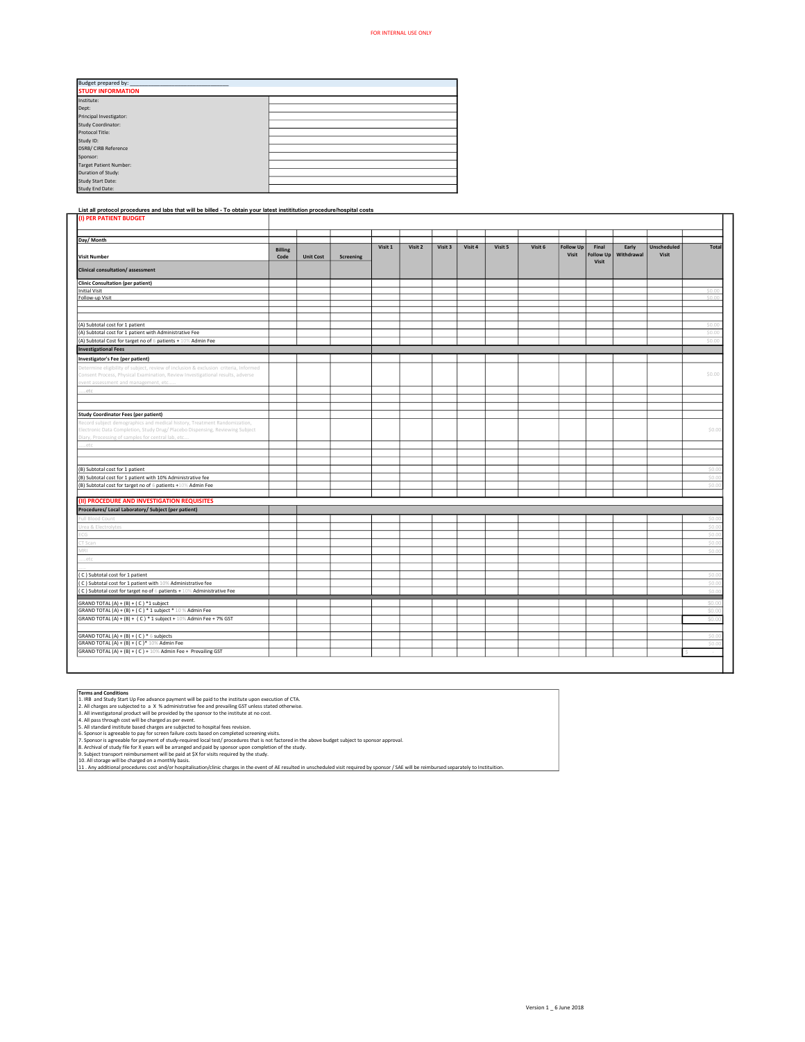FOR INTERNAL USE ONLY

| Budget prepared by: ______________________________ | |
|---|---|
| **STUDY INFORMATION** | |
| Institute: | |
| Dept: | |
| Principal Investigator: | |
| Study Coordinator: | |
| Protocol Title: | |
| Study ID: | |
| DSRB/ CIRB Reference | |
| Sponsor: | |
| Target Patient Number: | |
| Duration of Study: | |
| Study Start Date: | |
| Study End Date: | |

**List all protocol procedures and labs that will be billed - To obtain your latest instititution procedure/hospital costs**

| **(I) PER PATIENT BUDGET** | | | | | | | | | | | | | | |
|---|---|---|---|---|---|---|---|---|---|---|---|---|---|---|
| | | | | | | | | | | | | | | |
| **Day/ Month** | | | | | | | | | | | | | | |
| **Visit Number** | **Billing Code** | **Unit Cost** | **Screening** | **Visit 1** | **Visit 2** | **Visit 3** | **Visit 4** | **Visit 5** | **Visit 6** | **Follow Up Visit** | **Final Follow Up Visit** | **Early Withdrawal** | **Unscheduled Visit** | **Total** |
| **Clinical consultation/ assessment** | | | | | | | | | | | | | | |
| **Clinic Consultation (per patient)** | | | | | | | | | | | | | | |
| Initial Visit | | | | | | | | | | | | | | $0.00 |
| Follow-up Visit | | | | | | | | | | | | | | $0.00 |
| | | | | | | | | | | | | | | |
| (A) Subtotal cost for 1 patient | | | | | | | | | | | | | | $0.00 |
| (A) Subtotal cost for 1 patient with Administrative Fee | | | | | | | | | | | | | | $0.00 |
| (A) Subtotal Cost for target no of 6 patients + 10% Admin Fee | | | | | | | | | | | | | | $0.00 |
| **Investigational Fees** | | | | | | | | | | | | | | |
| **Investigator's Fee (per patient)** | | | | | | | | | | | | | | |
| Determine eligibility of subject, review of inclusion & exclusion criteria, Informed Consent Process, Physical Examination, Review investigational results, adverse event assessment and management, etc..... | | | | | | | | | | | | | | $0.00 |
| .....etc | | | | | | | | | | | | | | |
| | | | | | | | | | | | | | | |
| **Study Coordinator Fees (per patient)** | | | | | | | | | | | | | | |
| Record subject demographics and medical history, Treatment Randomization, Electronic Data Completion, Study Drug/ Placebo Dispensing, Reviewing Subject Diary, Processing of samples for central lab, etc.... | | | | | | | | | | | | | | $0.00 |
| .....etc | | | | | | | | | | | | | | |
| | | | | | | | | | | | | | | |
| (B) Subtotal cost for 1 patient | | | | | | | | | | | | | | $0.00 |
| (B) Subtotal cost for 1 patient with 10% Administrative fee | | | | | | | | | | | | | | $0.00 |
| (B) Subtotal cost for target no of 6 patients +10% Admin Fee | | | | | | | | | | | | | | $0.00 |
| **(II) PROCEDURE AND INVESTIGATION REQUISITES** | | | | | | | | | | | | | | |
| **Procedures/ Local Laboratory/ Subject (per patient)** | | | | | | | | | | | | | | |
| Full Blood Count | | | | | | | | | | | | | | $0.00 |
| Urea & Electrolytes | | | | | | | | | | | | | | $0.00 |
| ECG | | | | | | | | | | | | | | $0.00 |
| CT Scan | | | | | | | | | | | | | | $0.00 |
| MRI | | | | | | | | | | | | | | $0.00 |
| .....etc | | | | | | | | | | | | | | |
| | | | | | | | | | | | | | | |
| ( C ) Subtotal cost for 1 patient | | | | | | | | | | | | | | $0.00 |
| ( C ) Subtotal cost for 1 patient with 10% Administrative fee | | | | | | | | | | | | | | $0.00 |
| ( C ) Subtotal cost for target no of 6 patients + 10% Administrative Fee | | | | | | | | | | | | | | $0.00 |
| GRAND TOTAL (A) + (B) + ( C ) *1 subject | | | | | | | | | | | | | | $0.00 |
| GRAND TOTAL (A) + (B) + ( C ) * 1 subject * 10 % Admin Fee | | | | | | | | | | | | | | $0.00 |
| GRAND TOTAL (A) + (B) + ( C ) * 1 subject + 10% Admin Fee + 7% GST | | | | | | | | | | | | | | $0.00 |
| | | | | | | | | | | | | | | |
| GRAND TOTAL (A) + (B) + ( C ) * 6 subjects | | | | | | | | | | | | | | $0.00 |
| GRAND TOTAL (A) + (B) + ( C )* 10% Admin Fee | | | | | | | | | | | | | | $0.00 |
| GRAND TOTAL (A) + (B) + ( C ) + 10% Admin Fee + Prevailing GST | | | | | | | | | | | | | | |

**Terms and Conditions**

1. IRB and Study Start Up Fee advance payment will be paid to the institute upon execution of CTA.
2. All charges are subjected to a X % administrative fee and prevailing GST unless stated otherwise.
3. All investigatonal product will be provided by the sponsor to the institute at no cost.
4. All pass through cost will be charged as per event.
5. All standard institute based charges are subjected to hospital fees revision.
6. Sponsor is agreeable to pay for screen failure costs based on completed screening visits.
7. Sponsor is agreeable for payment of study-required local test/ procedures that is not factored in the above budget subject to sponsor approval.
8. Archival of study file for X years will be arranged and paid by sponsor upon completion of the study.
9. Subject transport reimbursement will be paid at $X for visits required by the study.
10. All storage will be charged on a monthly basis.
11 . Any additional procedures cost and/or hospitalisation/clinic charges in the event of AE resulted in unscheduled visit required by sponsor / SAE will be reimbursed separately to Instituition.

Version 1 _ 6 June 2018